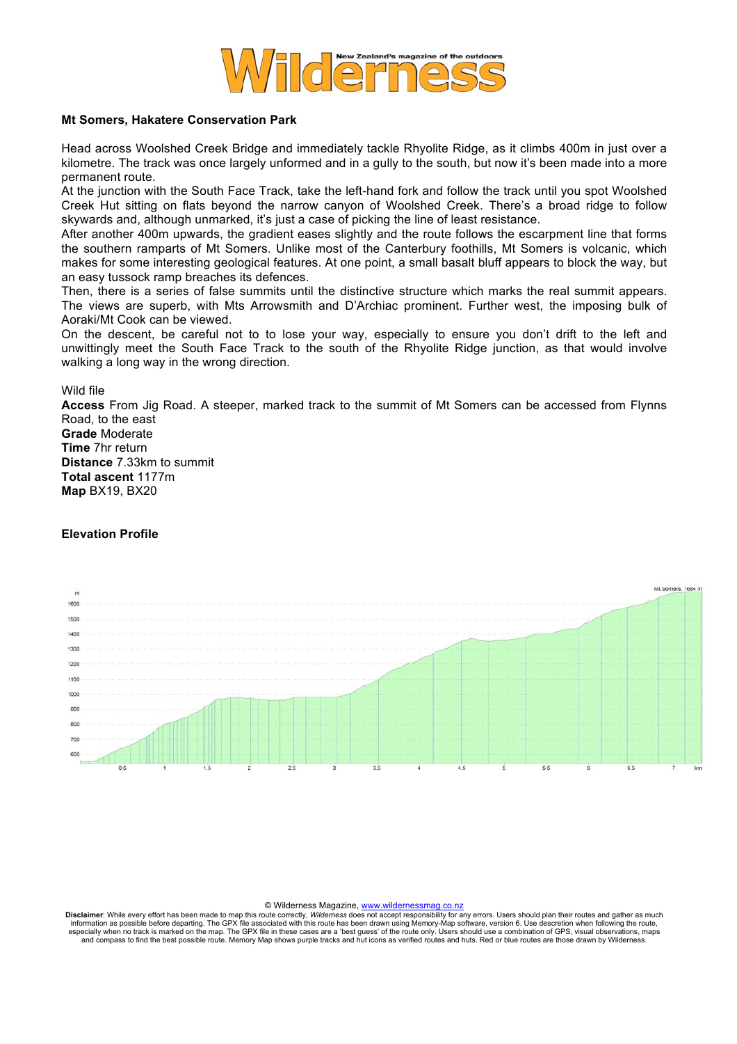# Wilderness

New Zealand's magazine of the outdoors

**Mt Somers, Hakatere Conservation Park**

Head across Woolshed Creek Bridge and immediately tackle Rhyolite Ridge, as it climbs 400m in just over a kilometre. The track was once largely unformed and in a gully to the south, but now it's been made into a more permanent route.

At the junction with the South Face Track, take the left-hand fork and follow the track until you spot Woolshed Creek Hut sitting on flats beyond the narrow canyon of Woolshed Creek. There's a broad ridge to follow skywards and, although unmarked, it's just a case of picking the line of least resistance.

After another 400m upwards, the gradient eases slightly and the route follows the escarpment line that forms the southern ramparts of Mt Somers. Unlike most of the Canterbury foothills, Mt Somers is volcanic, which makes for some interesting geological features. At one point, a small basalt bluff appears to block the way, but an easy tussock ramp breaches its defences.

Then, there is a series of false summits until the distinctive structure which marks the real summit appears. The views are superb, with Mts Arrowsmith and D'Archiac prominent. Further west, the imposing bulk of Aoraki/Mt Cook can be viewed.

On the descent, be careful not to to lose your way, especially to ensure you don't drift to the left and unwittingly meet the South Face Track to the south of the Rhyolite Ridge junction, as that would involve walking a long way in the wrong direction.

Wild file

**Access** From Jig Road. A steeper, marked track to the summit of Mt Somers can be accessed from Flynns Road, to the east

**Grade** Moderate

**Time** 7hr return

**Distance** 7.33km to summit

**Total ascent** 1177m

**Map** BX19, BX20

**Elevation Profile**

© Wilderness Magazine, www.wildernessmag.co.nz

**Disclaimer**: While every effort has been made to map this route correctly, *Wilderness* does not accept responsibility for any errors. Users should plan their routes and gather as much information as possible before departing. The GPX file associated with this route has been drawn using Memory-Map software, version 6. Use descretion when following the route, especially when no track is marked on the map. The GPX file in these cases are a 'best guess' of the route only. Users should use a combination of GPS, visual observations, maps and compass to find the best possible route. Memory Map shows purple tracks and hut icons as verified routes and huts. Red or blue routes are those drawn by Wilderness.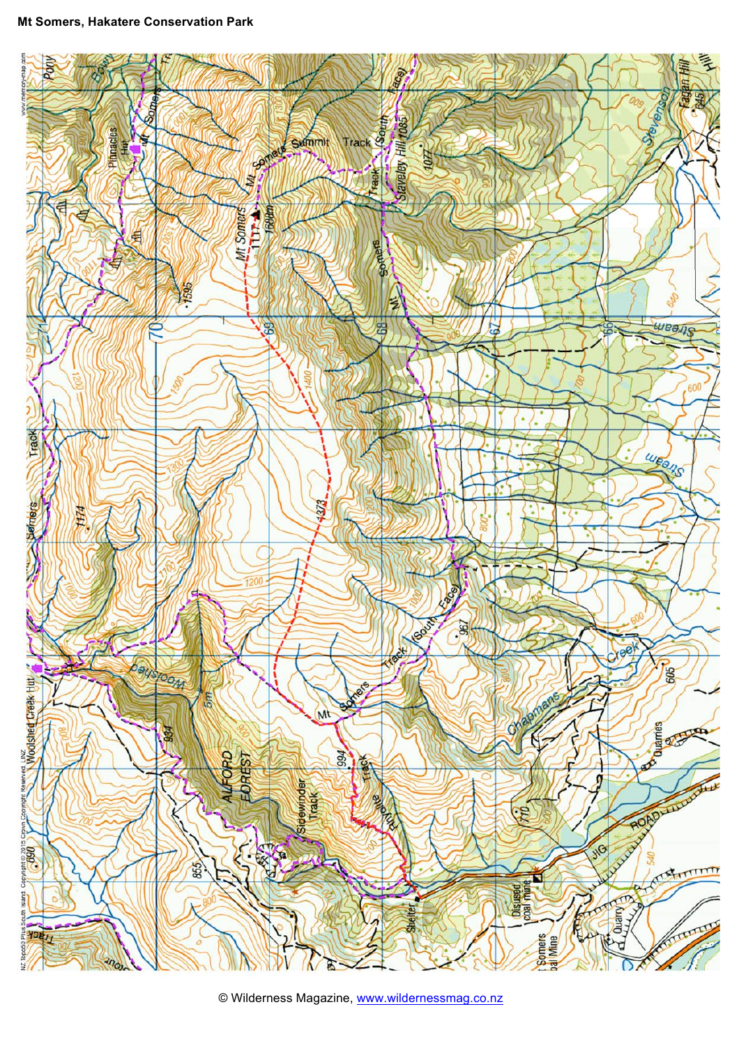# Mt Somers, Hakatere Conservation Park

© Wilderness Magazine, www.wildernessmag.co.nz